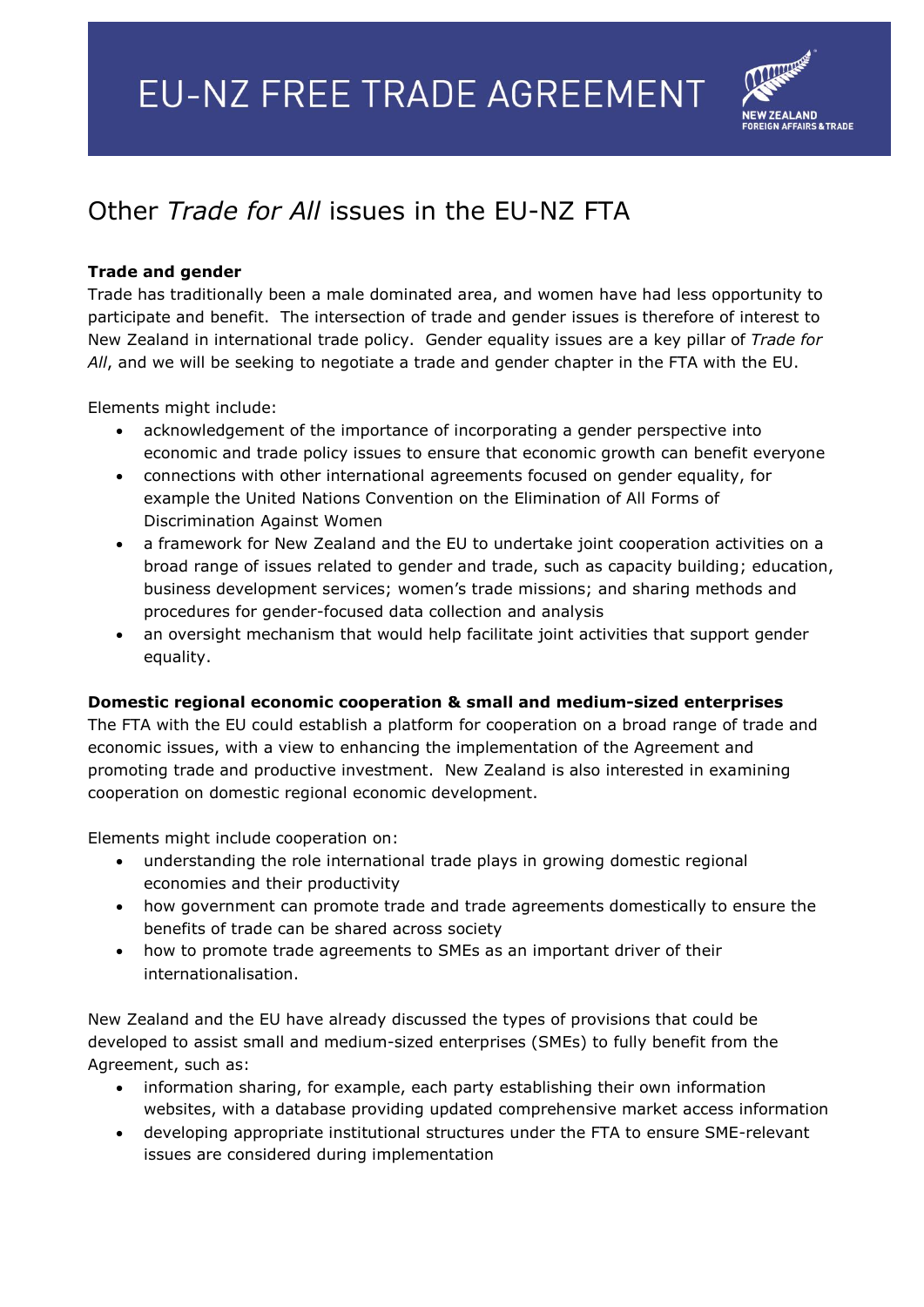# EU-NZ FREE TRADE AGREEMENT

NEW ZEALAND
FOREIGN AFFAIRS & TRADE

## Other *Trade for All* issues in the EU-NZ FTA

**Trade and gender**

Trade has traditionally been a male dominated area, and women have had less opportunity to participate and benefit. The intersection of trade and gender issues is therefore of interest to New Zealand in international trade policy. Gender equality issues are a key pillar of *Trade for All*, and we will be seeking to negotiate a trade and gender chapter in the FTA with the EU.

Elements might include:

- acknowledgement of the importance of incorporating a gender perspective into economic and trade policy issues to ensure that economic growth can benefit everyone
- connections with other international agreements focused on gender equality, for example the United Nations Convention on the Elimination of All Forms of Discrimination Against Women
- a framework for New Zealand and the EU to undertake joint cooperation activities on a broad range of issues related to gender and trade, such as capacity building; education, business development services; women's trade missions; and sharing methods and procedures for gender-focused data collection and analysis
- an oversight mechanism that would help facilitate joint activities that support gender equality.

**Domestic regional economic cooperation & small and medium-sized enterprises**

The FTA with the EU could establish a platform for cooperation on a broad range of trade and economic issues, with a view to enhancing the implementation of the Agreement and promoting trade and productive investment. New Zealand is also interested in examining cooperation on domestic regional economic development.

Elements might include cooperation on:

- understanding the role international trade plays in growing domestic regional economies and their productivity
- how government can promote trade and trade agreements domestically to ensure the benefits of trade can be shared across society
- how to promote trade agreements to SMEs as an important driver of their internationalisation.

New Zealand and the EU have already discussed the types of provisions that could be developed to assist small and medium-sized enterprises (SMEs) to fully benefit from the Agreement, such as:

- information sharing, for example, each party establishing their own information websites, with a database providing updated comprehensive market access information
- developing appropriate institutional structures under the FTA to ensure SME-relevant issues are considered during implementation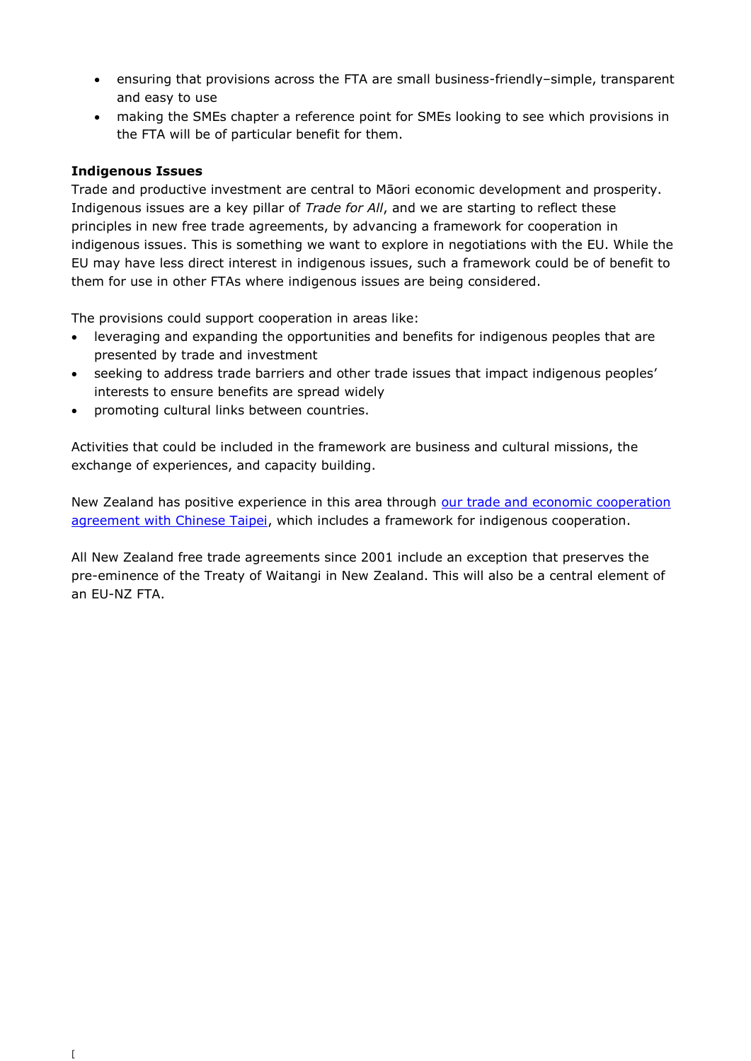- ensuring that provisions across the FTA are small business-friendly–simple, transparent and easy to use
- making the SMEs chapter a reference point for SMEs looking to see which provisions in the FTA will be of particular benefit for them.

**Indigenous Issues**

Trade and productive investment are central to Māori economic development and prosperity. Indigenous issues are a key pillar of *Trade for All*, and we are starting to reflect these principles in new free trade agreements, by advancing a framework for cooperation in indigenous issues. This is something we want to explore in negotiations with the EU. While the EU may have less direct interest in indigenous issues, such a framework could be of benefit to them for use in other FTAs where indigenous issues are being considered.

The provisions could support cooperation in areas like:

- leveraging and expanding the opportunities and benefits for indigenous peoples that are presented by trade and investment
- seeking to address trade barriers and other trade issues that impact indigenous peoples' interests to ensure benefits are spread widely
- promoting cultural links between countries.

Activities that could be included in the framework are business and cultural missions, the exchange of experiences, and capacity building.

New Zealand has positive experience in this area through our trade and economic cooperation agreement with Chinese Taipei, which includes a framework for indigenous cooperation.

All New Zealand free trade agreements since 2001 include an exception that preserves the pre-eminence of the Treaty of Waitangi in New Zealand. This will also be a central element of an EU-NZ FTA.